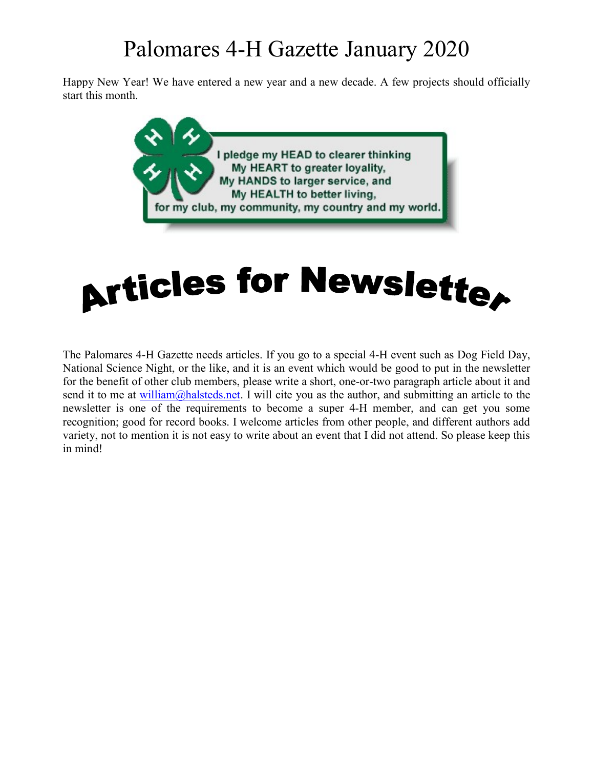# Palomares 4-H Gazette January 2020

Happy New Year! We have entered a new year and a new decade. A few projects should officially start this month.

I pledge my HEAD to clearer thinking
My HEART to greater loyality,
My HANDS to larger service, and
My HEALTH to better living,
for my club, my community, my country and my world.

## Articles for Newsletter

The Palomares 4-H Gazette needs articles. If you go to a special 4-H event such as Dog Field Day, National Science Night, or the like, and it is an event which would be good to put in the newsletter for the benefit of other club members, please write a short, one-or-two paragraph article about it and send it to me at william@halsteds.net. I will cite you as the author, and submitting an article to the newsletter is one of the requirements to become a super 4-H member, and can get you some recognition; good for record books. I welcome articles from other people, and different authors add variety, not to mention it is not easy to write about an event that I did not attend. So please keep this in mind!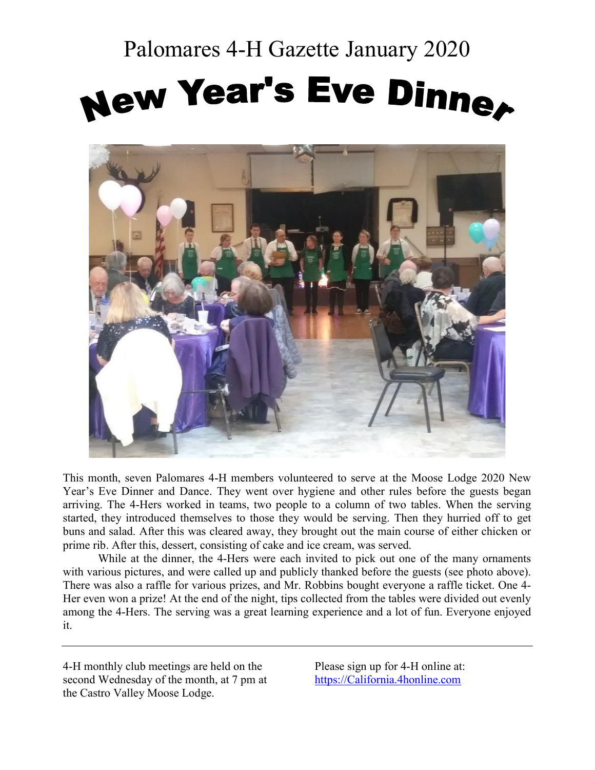# Palomares 4-H Gazette January 2020

## New Year's Eve Dinner

This month, seven Palomares 4-H members volunteered to serve at the Moose Lodge 2020 New Year's Eve Dinner and Dance. They went over hygiene and other rules before the guests began arriving. The 4-Hers worked in teams, two people to a column of two tables. When the serving started, they introduced themselves to those they would be serving. Then they hurried off to get buns and salad. After this was cleared away, they brought out the main course of either chicken or prime rib. After this, dessert, consisting of cake and ice cream, was served.

While at the dinner, the 4-Hers were each invited to pick out one of the many ornaments with various pictures, and were called up and publicly thanked before the guests (see photo above). There was also a raffle for various prizes, and Mr. Robbins bought everyone a raffle ticket. One 4-Her even won a prize! At the end of the night, tips collected from the tables were divided out evenly among the 4-Hers. The serving was a great learning experience and a lot of fun. Everyone enjoyed it.

---

4-H monthly club meetings are held on the second Wednesday of the month, at 7 pm at the Castro Valley Moose Lodge.

Please sign up for 4-H online at: https://California.4honline.com